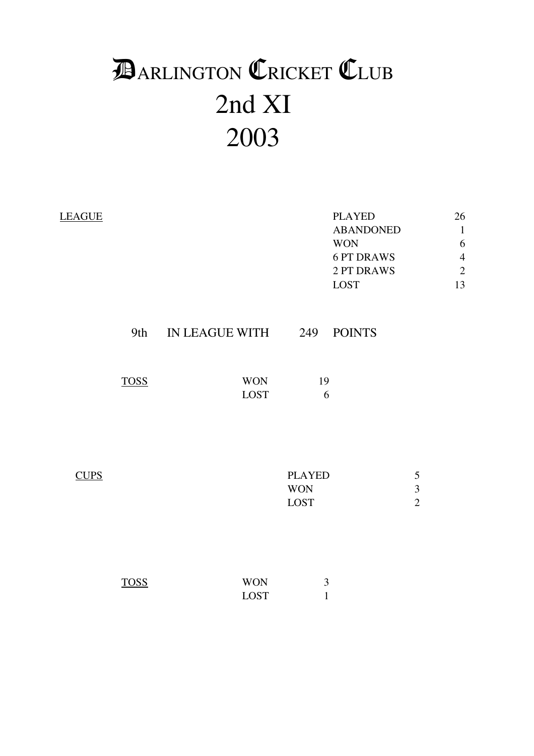# DARLINGTON CRICKET CLUB
# 2nd XI
# 2003

LEAGUE

| | |
|---|---|
| PLAYED | 26 |
| ABANDONED | 1 |
| WON | 6 |
| 6 PT DRAWS | 4 |
| 2 PT DRAWS | 2 |
| LOST | 13 |

9th IN LEAGUE WITH 249 POINTS

TOSS

| | |
|---|---|
| WON | 19 |
| LOST | 6 |

CUPS

| | |
|---|---|
| PLAYED | 5 |
| WON | 3 |
| LOST | 2 |

TOSS

| | |
|---|---|
| WON | 3 |
| LOST | 1 |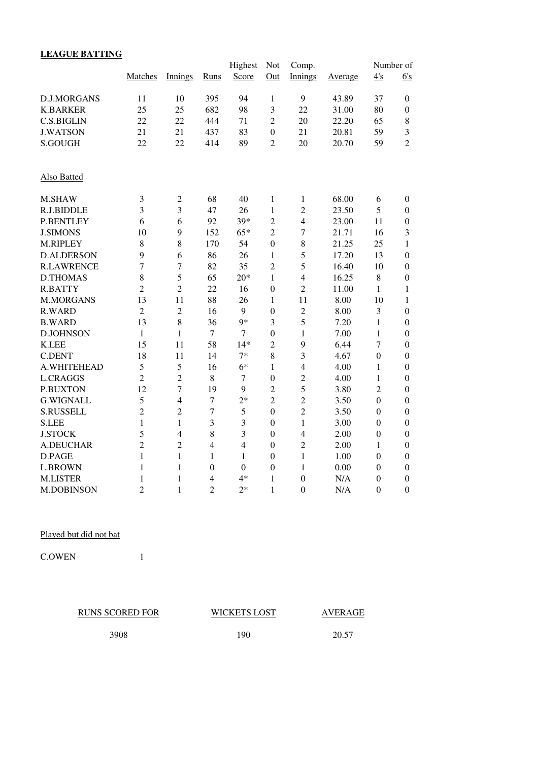**LEAGUE BATTING**

| | Matches | Innings | Runs | Highest Score | Not Out | Comp. Innings | Average | Number of 4's | 6's |
|---|---|---|---|---|---|---|---|---|---|
| D.J.MORGANS | 11 | 10 | 395 | 94 | 1 | 9 | 43.89 | 37 | 0 |
| K.BARKER | 25 | 25 | 682 | 98 | 3 | 22 | 31.00 | 80 | 0 |
| C.S.BIGLIN | 22 | 22 | 444 | 71 | 2 | 20 | 22.20 | 65 | 8 |
| J.WATSON | 21 | 21 | 437 | 83 | 0 | 21 | 20.81 | 59 | 3 |
| S.GOUGH | 22 | 22 | 414 | 89 | 2 | 20 | 20.70 | 59 | 2 |

Also Batted

| | Matches | Innings | Runs | Highest Score | Not Out | Comp. Innings | Average | 4's | 6's |
|---|---|---|---|---|---|---|---|---|---|
| M.SHAW | 3 | 2 | 68 | 40 | 1 | 1 | 68.00 | 6 | 0 |
| R.J.BIDDLE | 3 | 3 | 47 | 26 | 1 | 2 | 23.50 | 5 | 0 |
| P.BENTLEY | 6 | 6 | 92 | 39* | 2 | 4 | 23.00 | 11 | 0 |
| J.SIMONS | 10 | 9 | 152 | 65* | 2 | 7 | 21.71 | 16 | 3 |
| M.RIPLEY | 8 | 8 | 170 | 54 | 0 | 8 | 21.25 | 25 | 1 |
| D.ALDERSON | 9 | 6 | 86 | 26 | 1 | 5 | 17.20 | 13 | 0 |
| R.LAWRENCE | 7 | 7 | 82 | 35 | 2 | 5 | 16.40 | 10 | 0 |
| D.THOMAS | 8 | 5 | 65 | 20* | 1 | 4 | 16.25 | 8 | 0 |
| R.BATTY | 2 | 2 | 22 | 16 | 0 | 2 | 11.00 | 1 | 1 |
| M.MORGANS | 13 | 11 | 88 | 26 | 1 | 11 | 8.00 | 10 | 1 |
| R.WARD | 2 | 2 | 16 | 9 | 0 | 2 | 8.00 | 3 | 0 |
| B.WARD | 13 | 8 | 36 | 9* | 3 | 5 | 7.20 | 1 | 0 |
| D.JOHNSON | 1 | 1 | 7 | 7 | 0 | 1 | 7.00 | 1 | 0 |
| K.LEE | 15 | 11 | 58 | 14* | 2 | 9 | 6.44 | 7 | 0 |
| C.DENT | 18 | 11 | 14 | 7* | 8 | 3 | 4.67 | 0 | 0 |
| A.WHITEHEAD | 5 | 5 | 16 | 6* | 1 | 4 | 4.00 | 1 | 0 |
| L.CRAGGS | 2 | 2 | 8 | 7 | 0 | 2 | 4.00 | 1 | 0 |
| P.BUXTON | 12 | 7 | 19 | 9 | 2 | 5 | 3.80 | 2 | 0 |
| G.WIGNALL | 5 | 4 | 7 | 2* | 2 | 2 | 3.50 | 0 | 0 |
| S.RUSSELL | 2 | 2 | 7 | 5 | 0 | 2 | 3.50 | 0 | 0 |
| S.LEE | 1 | 1 | 3 | 3 | 0 | 1 | 3.00 | 0 | 0 |
| J.STOCK | 5 | 4 | 8 | 3 | 0 | 4 | 2.00 | 0 | 0 |
| A.DEUCHAR | 2 | 2 | 4 | 4 | 0 | 2 | 2.00 | 1 | 0 |
| D.PAGE | 1 | 1 | 1 | 1 | 0 | 1 | 1.00 | 0 | 0 |
| L.BROWN | 1 | 1 | 0 | 0 | 0 | 1 | 0.00 | 0 | 0 |
| M.LISTER | 1 | 1 | 4 | 4* | 1 | 0 | N/A | 0 | 0 |
| M.DOBINSON | 2 | 1 | 2 | 2* | 1 | 0 | N/A | 0 | 0 |

Played but did not bat

| | |
|---|---|
| C.OWEN | 1 |

| RUNS SCORED FOR | WICKETS LOST | AVERAGE |
|---|---|---|
| 3908 | 190 | 20.57 |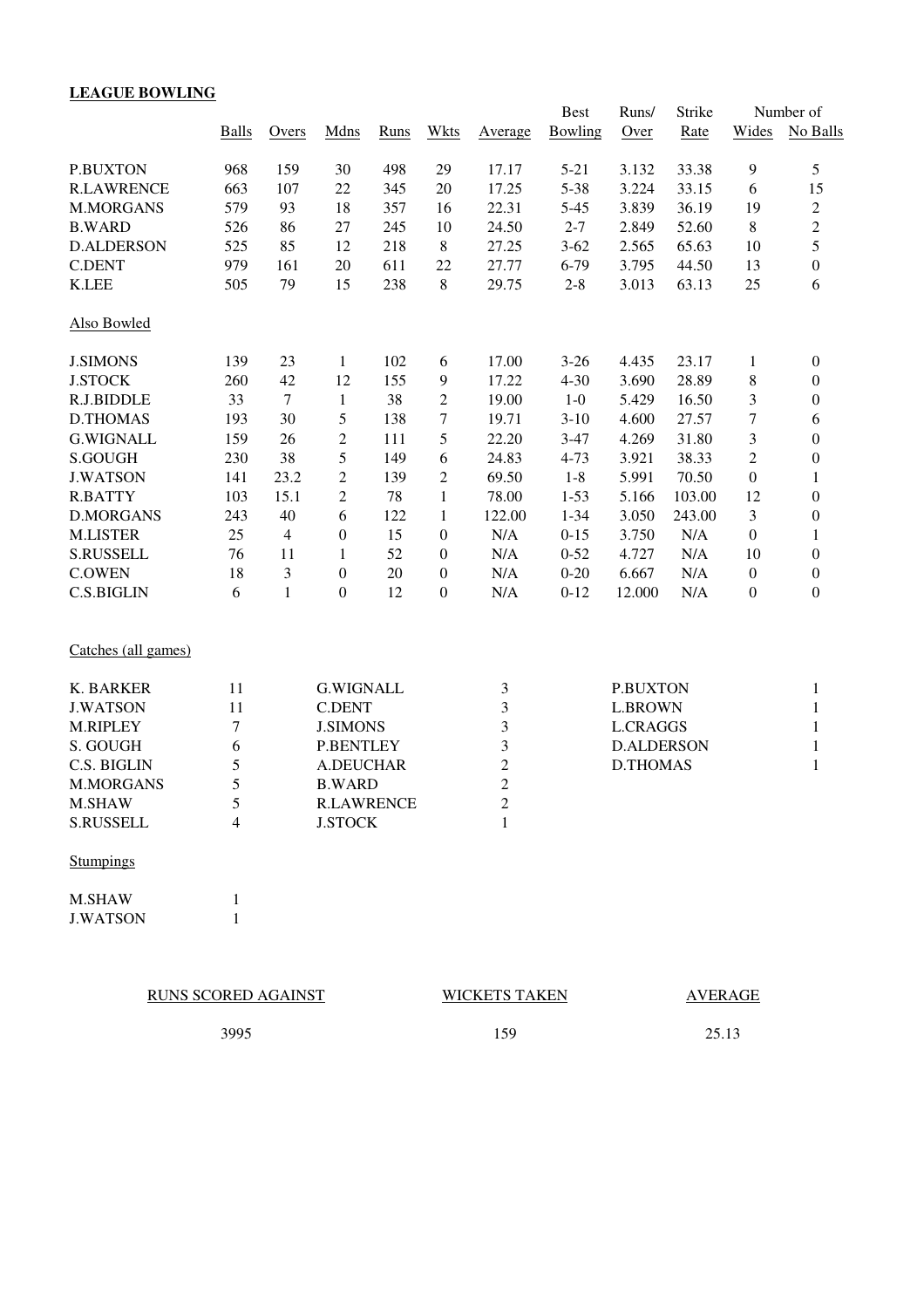**LEAGUE BOWLING**

| | Balls | Overs | Mdns | Runs | Wkts | Average | Best Bowling | Runs/ Over | Strike Rate | Number of Wides | No Balls |
|---|---|---|---|---|---|---|---|---|---|---|---|
| P.BUXTON | 968 | 159 | 30 | 498 | 29 | 17.17 | 5-21 | 3.132 | 33.38 | 9 | 5 |
| R.LAWRENCE | 663 | 107 | 22 | 345 | 20 | 17.25 | 5-38 | 3.224 | 33.15 | 6 | 15 |
| M.MORGANS | 579 | 93 | 18 | 357 | 16 | 22.31 | 5-45 | 3.839 | 36.19 | 19 | 2 |
| B.WARD | 526 | 86 | 27 | 245 | 10 | 24.50 | 2-7 | 2.849 | 52.60 | 8 | 2 |
| D.ALDERSON | 525 | 85 | 12 | 218 | 8 | 27.25 | 3-62 | 2.565 | 65.63 | 10 | 5 |
| C.DENT | 979 | 161 | 20 | 611 | 22 | 27.77 | 6-79 | 3.795 | 44.50 | 13 | 0 |
| K.LEE | 505 | 79 | 15 | 238 | 8 | 29.75 | 2-8 | 3.013 | 63.13 | 25 | 6 |

Also Bowled

| | Balls | Overs | Mdns | Runs | Wkts | Average | Best Bowling | Runs/ Over | Strike Rate | Number of Wides | No Balls |
|---|---|---|---|---|---|---|---|---|---|---|---|
| J.SIMONS | 139 | 23 | 1 | 102 | 6 | 17.00 | 3-26 | 4.435 | 23.17 | 1 | 0 |
| J.STOCK | 260 | 42 | 12 | 155 | 9 | 17.22 | 4-30 | 3.690 | 28.89 | 8 | 0 |
| R.J.BIDDLE | 33 | 7 | 1 | 38 | 2 | 19.00 | 1-0 | 5.429 | 16.50 | 3 | 0 |
| D.THOMAS | 193 | 30 | 5 | 138 | 7 | 19.71 | 3-10 | 4.600 | 27.57 | 7 | 6 |
| G.WIGNALL | 159 | 26 | 2 | 111 | 5 | 22.20 | 3-47 | 4.269 | 31.80 | 3 | 0 |
| S.GOUGH | 230 | 38 | 5 | 149 | 6 | 24.83 | 4-73 | 3.921 | 38.33 | 2 | 0 |
| J.WATSON | 141 | 23.2 | 2 | 139 | 2 | 69.50 | 1-8 | 5.991 | 70.50 | 0 | 1 |
| R.BATTY | 103 | 15.1 | 2 | 78 | 1 | 78.00 | 1-53 | 5.166 | 103.00 | 12 | 0 |
| D.MORGANS | 243 | 40 | 6 | 122 | 1 | 122.00 | 1-34 | 3.050 | 243.00 | 3 | 0 |
| M.LISTER | 25 | 4 | 0 | 15 | 0 | N/A | 0-15 | 3.750 | N/A | 0 | 1 |
| S.RUSSELL | 76 | 11 | 1 | 52 | 0 | N/A | 0-52 | 4.727 | N/A | 10 | 0 |
| C.OWEN | 18 | 3 | 0 | 20 | 0 | N/A | 0-20 | 6.667 | N/A | 0 | 0 |
| C.S.BIGLIN | 6 | 1 | 0 | 12 | 0 | N/A | 0-12 | 12.000 | N/A | 0 | 0 |

Catches (all games)

| | | | | | |
|---|---|---|---|---|---|
| K. BARKER | 11 | G.WIGNALL | 3 | P.BUXTON | 1 |
| J.WATSON | 11 | C.DENT | 3 | L.BROWN | 1 |
| M.RIPLEY | 7 | J.SIMONS | 3 | L.CRAGGS | 1 |
| S. GOUGH | 6 | P.BENTLEY | 3 | D.ALDERSON | 1 |
| C.S. BIGLIN | 5 | A.DEUCHAR | 2 | D.THOMAS | 1 |
| M.MORGANS | 5 | B.WARD | 2 | | |
| M.SHAW | 5 | R.LAWRENCE | 2 | | |
| S.RUSSELL | 4 | J.STOCK | 1 | | |

Stumpings

| | |
|---|---|
| M.SHAW | 1 |
| J.WATSON | 1 |

| RUNS SCORED AGAINST | WICKETS TAKEN | AVERAGE |
|---|---|---|
| 3995 | 159 | 25.13 |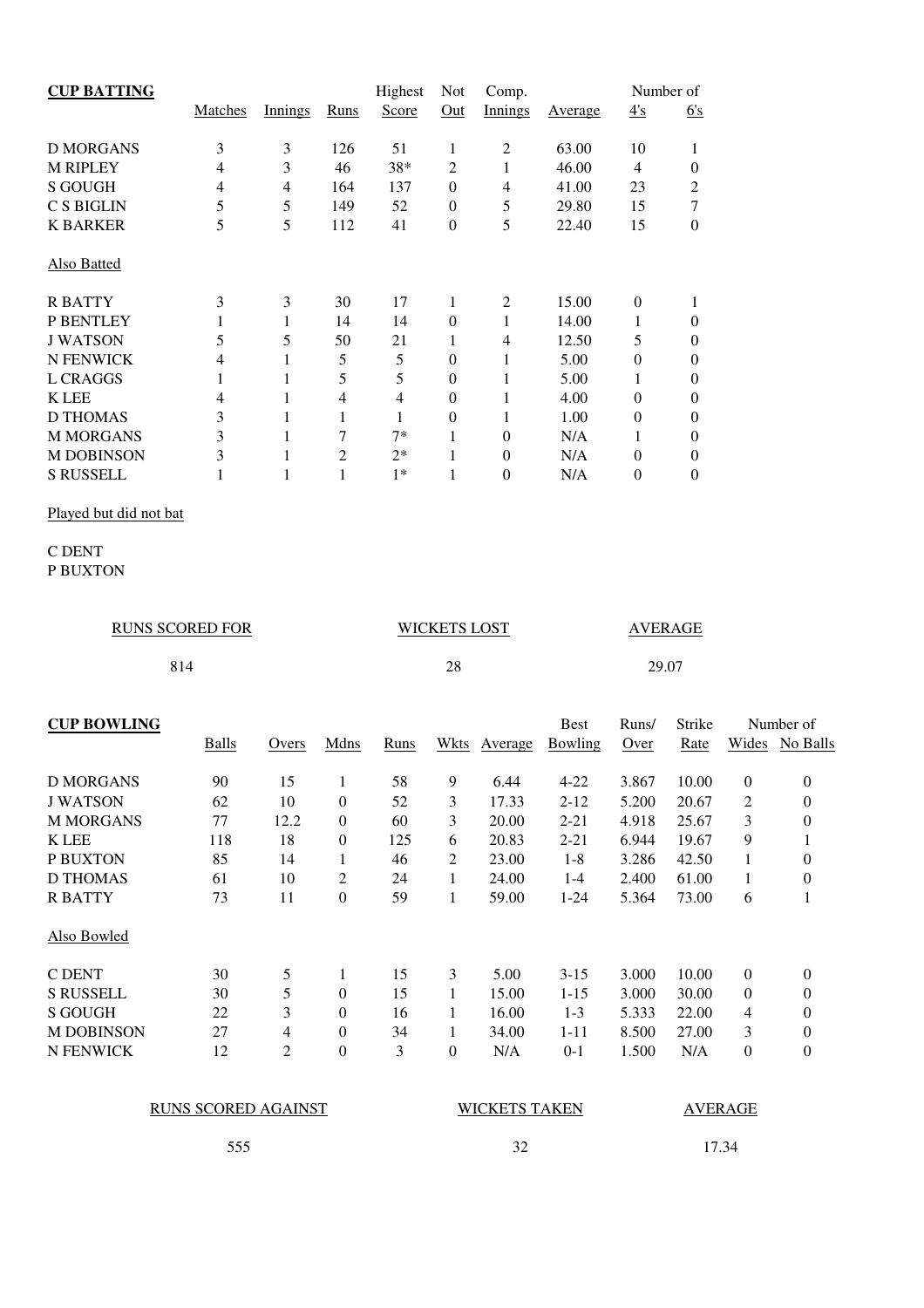**CUP BATTING**

| | Matches | Innings | Runs | Highest Score | Not Out | Comp. Innings | Average | Number of 4's | Number of 6's |
|---|---|---|---|---|---|---|---|---|---|
| D MORGANS | 3 | 3 | 126 | 51 | 1 | 2 | 63.00 | 10 | 1 |
| M RIPLEY | 4 | 3 | 46 | 38* | 2 | 1 | 46.00 | 4 | 0 |
| S GOUGH | 4 | 4 | 164 | 137 | 0 | 4 | 41.00 | 23 | 2 |
| C S BIGLIN | 5 | 5 | 149 | 52 | 0 | 5 | 29.80 | 15 | 7 |
| K BARKER | 5 | 5 | 112 | 41 | 0 | 5 | 22.40 | 15 | 0 |
| Also Batted | | | | | | | | | |
| R BATTY | 3 | 3 | 30 | 17 | 1 | 2 | 15.00 | 0 | 1 |
| P BENTLEY | 1 | 1 | 14 | 14 | 0 | 1 | 14.00 | 1 | 0 |
| J WATSON | 5 | 5 | 50 | 21 | 1 | 4 | 12.50 | 5 | 0 |
| N FENWICK | 4 | 1 | 5 | 5 | 0 | 1 | 5.00 | 0 | 0 |
| L CRAGGS | 1 | 1 | 5 | 5 | 0 | 1 | 5.00 | 1 | 0 |
| K LEE | 4 | 1 | 4 | 4 | 0 | 1 | 4.00 | 0 | 0 |
| D THOMAS | 3 | 1 | 1 | 1 | 0 | 1 | 1.00 | 0 | 0 |
| M MORGANS | 3 | 1 | 7 | 7* | 1 | 0 | N/A | 1 | 0 |
| M DOBINSON | 3 | 1 | 2 | 2* | 1 | 0 | N/A | 0 | 0 |
| S RUSSELL | 1 | 1 | 1 | 1* | 1 | 0 | N/A | 0 | 0 |

Played but did not bat

C DENT
P BUXTON

| RUNS SCORED FOR | WICKETS LOST | AVERAGE |
|---|---|---|
| 814 | 28 | 29.07 |

**CUP BOWLING**

| | Balls | Overs | Mdns | Runs | Wkts | Average | Best Bowling | Runs/ Over | Strike Rate | Number of Wides | Number of No Balls |
|---|---|---|---|---|---|---|---|---|---|---|---|
| D MORGANS | 90 | 15 | 1 | 58 | 9 | 6.44 | 4-22 | 3.867 | 10.00 | 0 | 0 |
| J WATSON | 62 | 10 | 0 | 52 | 3 | 17.33 | 2-12 | 5.200 | 20.67 | 2 | 0 |
| M MORGANS | 77 | 12.2 | 0 | 60 | 3 | 20.00 | 2-21 | 4.918 | 25.67 | 3 | 0 |
| K LEE | 118 | 18 | 0 | 125 | 6 | 20.83 | 2-21 | 6.944 | 19.67 | 9 | 1 |
| P BUXTON | 85 | 14 | 1 | 46 | 2 | 23.00 | 1-8 | 3.286 | 42.50 | 1 | 0 |
| D THOMAS | 61 | 10 | 2 | 24 | 1 | 24.00 | 1-4 | 2.400 | 61.00 | 1 | 0 |
| R BATTY | 73 | 11 | 0 | 59 | 1 | 59.00 | 1-24 | 5.364 | 73.00 | 6 | 1 |
| Also Bowled | | | | | | | | | | | |
| C DENT | 30 | 5 | 1 | 15 | 3 | 5.00 | 3-15 | 3.000 | 10.00 | 0 | 0 |
| S RUSSELL | 30 | 5 | 0 | 15 | 1 | 15.00 | 1-15 | 3.000 | 30.00 | 0 | 0 |
| S GOUGH | 22 | 3 | 0 | 16 | 1 | 16.00 | 1-3 | 5.333 | 22.00 | 4 | 0 |
| M DOBINSON | 27 | 4 | 0 | 34 | 1 | 34.00 | 1-11 | 8.500 | 27.00 | 3 | 0 |
| N FENWICK | 12 | 2 | 0 | 3 | 0 | N/A | 0-1 | 1.500 | N/A | 0 | 0 |

| RUNS SCORED AGAINST | WICKETS TAKEN | AVERAGE |
|---|---|---|
| 555 | 32 | 17.34 |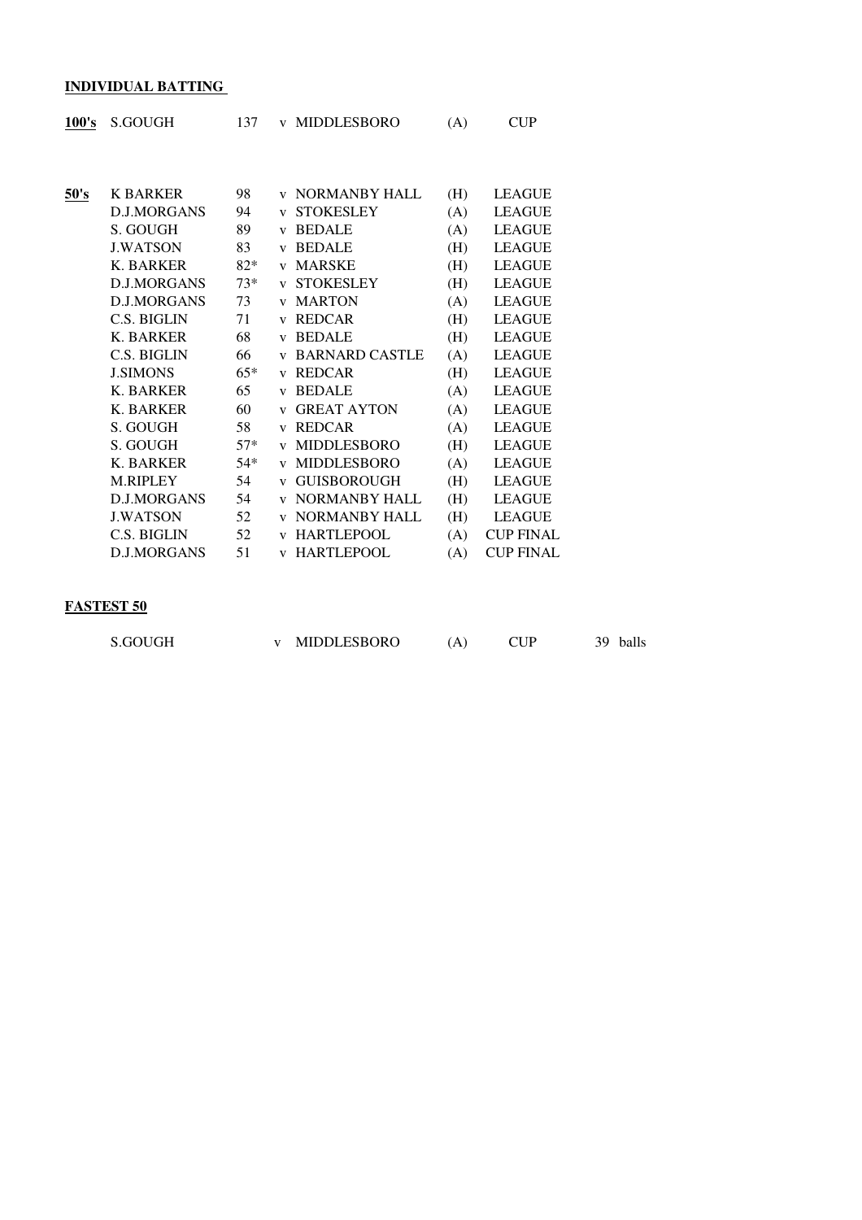**INDIVIDUAL BATTING**

| | | | | | |
|---|---|---|---|---|---|
| **100's** | S.GOUGH | 137 | v MIDDLESBORO | (A) | CUP |
| | | | | | |
| **50's** | K BARKER | 98 | v NORMANBY HALL | (H) | LEAGUE |
| | D.J.MORGANS | 94 | v STOKESLEY | (A) | LEAGUE |
| | S. GOUGH | 89 | v BEDALE | (A) | LEAGUE |
| | J.WATSON | 83 | v BEDALE | (H) | LEAGUE |
| | K. BARKER | 82* | v MARSKE | (H) | LEAGUE |
| | D.J.MORGANS | 73* | v STOKESLEY | (H) | LEAGUE |
| | D.J.MORGANS | 73 | v MARTON | (A) | LEAGUE |
| | C.S. BIGLIN | 71 | v REDCAR | (H) | LEAGUE |
| | K. BARKER | 68 | v BEDALE | (H) | LEAGUE |
| | C.S. BIGLIN | 66 | v BARNARD CASTLE | (A) | LEAGUE |
| | J.SIMONS | 65* | v REDCAR | (H) | LEAGUE |
| | K. BARKER | 65 | v BEDALE | (A) | LEAGUE |
| | K. BARKER | 60 | v GREAT AYTON | (A) | LEAGUE |
| | S. GOUGH | 58 | v REDCAR | (A) | LEAGUE |
| | S. GOUGH | 57* | v MIDDLESBORO | (H) | LEAGUE |
| | K. BARKER | 54* | v MIDDLESBORO | (A) | LEAGUE |
| | M.RIPLEY | 54 | v GUISBOROUGH | (H) | LEAGUE |
| | D.J.MORGANS | 54 | v NORMANBY HALL | (H) | LEAGUE |
| | J.WATSON | 52 | v NORMANBY HALL | (H) | LEAGUE |
| | C.S. BIGLIN | 52 | v HARTLEPOOL | (A) | CUP FINAL |
| | D.J.MORGANS | 51 | v HARTLEPOOL | (A) | CUP FINAL |

**FASTEST 50**

| | | | | |
|---|---|---|---|---|
| S.GOUGH | v MIDDLESBORO | (A) | CUP | 39 balls |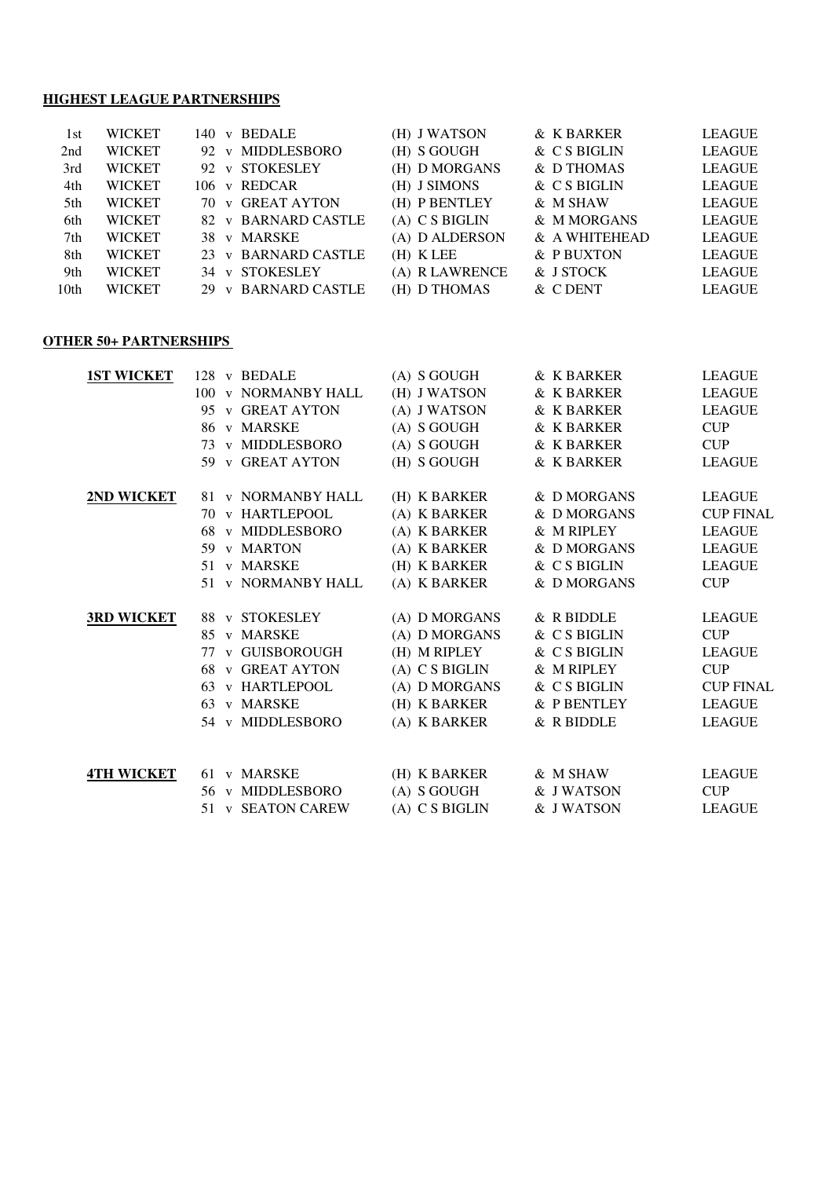## HIGHEST LEAGUE PARTNERSHIPS

| | | | | | | |
|---|---|---|---|---|---|---|
| 1st | WICKET | 140 | v BEDALE | (H) J WATSON | & K BARKER | LEAGUE |
| 2nd | WICKET | 92 | v MIDDLESBORO | (H) S GOUGH | & C S BIGLIN | LEAGUE |
| 3rd | WICKET | 92 | v STOKESLEY | (H) D MORGANS | & D THOMAS | LEAGUE |
| 4th | WICKET | 106 | v REDCAR | (H) J SIMONS | & C S BIGLIN | LEAGUE |
| 5th | WICKET | 70 | v GREAT AYTON | (H) P BENTLEY | & M SHAW | LEAGUE |
| 6th | WICKET | 82 | v BARNARD CASTLE | (A) C S BIGLIN | & M MORGANS | LEAGUE |
| 7th | WICKET | 38 | v MARSKE | (A) D ALDERSON | & A WHITEHEAD | LEAGUE |
| 8th | WICKET | 23 | v BARNARD CASTLE | (H) K LEE | & P BUXTON | LEAGUE |
| 9th | WICKET | 34 | v STOKESLEY | (A) R LAWRENCE | & J STOCK | LEAGUE |
| 10th | WICKET | 29 | v BARNARD CASTLE | (H) D THOMAS | & C DENT | LEAGUE |

## OTHER 50+ PARTNERSHIPS

| | | | | | |
|---|---|---|---|---|---|
| **1ST WICKET** | 128 | v BEDALE | (A) S GOUGH | & K BARKER | LEAGUE |
| | 100 | v NORMANBY HALL | (H) J WATSON | & K BARKER | LEAGUE |
| | 95 | v GREAT AYTON | (A) J WATSON | & K BARKER | LEAGUE |
| | 86 | v MARSKE | (A) S GOUGH | & K BARKER | CUP |
| | 73 | v MIDDLESBORO | (A) S GOUGH | & K BARKER | CUP |
| | 59 | v GREAT AYTON | (H) S GOUGH | & K BARKER | LEAGUE |
| **2ND WICKET** | 81 | v NORMANBY HALL | (H) K BARKER | & D MORGANS | LEAGUE |
| | 70 | v HARTLEPOOL | (A) K BARKER | & D MORGANS | CUP FINAL |
| | 68 | v MIDDLESBORO | (A) K BARKER | & M RIPLEY | LEAGUE |
| | 59 | v MARTON | (A) K BARKER | & D MORGANS | LEAGUE |
| | 51 | v MARSKE | (H) K BARKER | & C S BIGLIN | LEAGUE |
| | 51 | v NORMANBY HALL | (A) K BARKER | & D MORGANS | CUP |
| **3RD WICKET** | 88 | v STOKESLEY | (A) D MORGANS | & R BIDDLE | LEAGUE |
| | 85 | v MARSKE | (A) D MORGANS | & C S BIGLIN | CUP |
| | 77 | v GUISBOROUGH | (H) M RIPLEY | & C S BIGLIN | LEAGUE |
| | 68 | v GREAT AYTON | (A) C S BIGLIN | & M RIPLEY | CUP |
| | 63 | v HARTLEPOOL | (A) D MORGANS | & C S BIGLIN | CUP FINAL |
| | 63 | v MARSKE | (H) K BARKER | & P BENTLEY | LEAGUE |
| | 54 | v MIDDLESBORO | (A) K BARKER | & R BIDDLE | LEAGUE |
| **4TH WICKET** | 61 | v MARSKE | (H) K BARKER | & M SHAW | LEAGUE |
| | 56 | v MIDDLESBORO | (A) S GOUGH | & J WATSON | CUP |
| | 51 | v SEATON CAREW | (A) C S BIGLIN | & J WATSON | LEAGUE |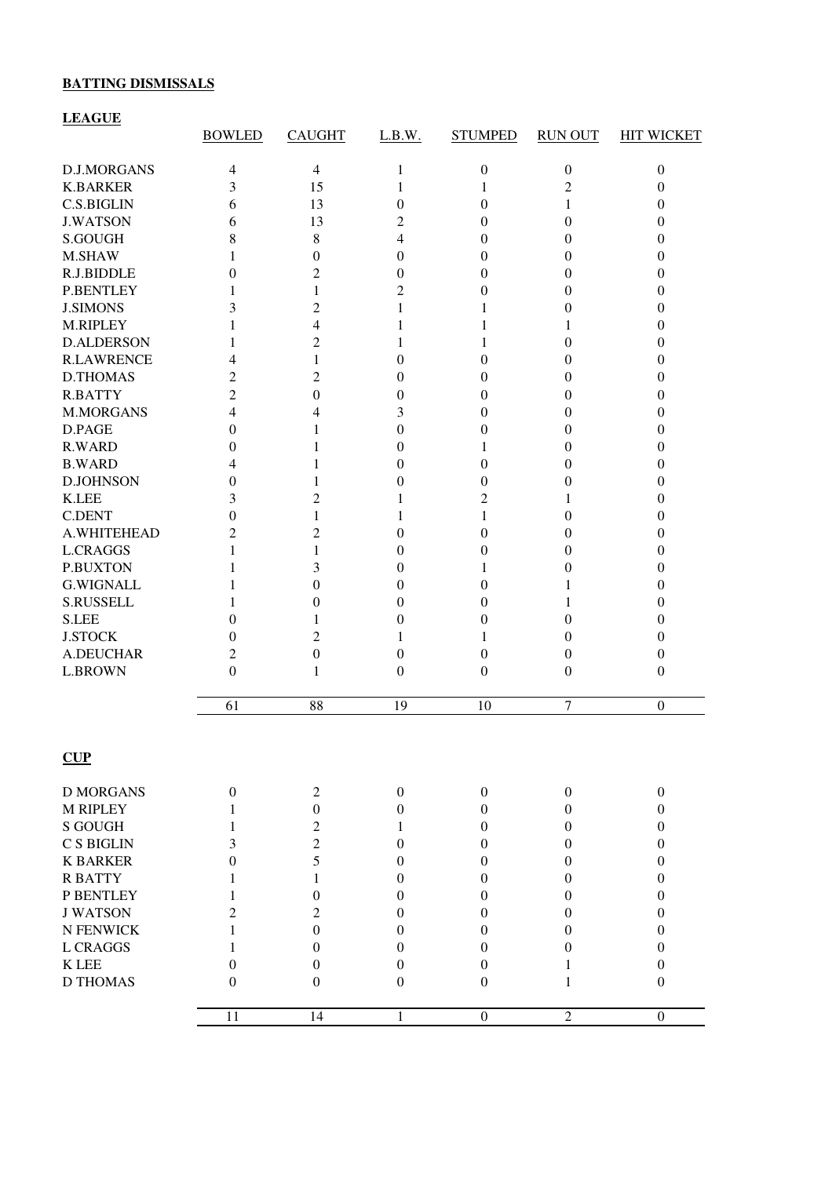**BATTING DISMISSALS**

**LEAGUE**

| | BOWLED | CAUGHT | L.B.W. | STUMPED | RUN OUT | HIT WICKET |
|---|---|---|---|---|---|---|
| D.J.MORGANS | 4 | 4 | 1 | 0 | 0 | 0 |
| K.BARKER | 3 | 15 | 1 | 1 | 2 | 0 |
| C.S.BIGLIN | 6 | 13 | 0 | 0 | 1 | 0 |
| J.WATSON | 6 | 13 | 2 | 0 | 0 | 0 |
| S.GOUGH | 8 | 8 | 4 | 0 | 0 | 0 |
| M.SHAW | 1 | 0 | 0 | 0 | 0 | 0 |
| R.J.BIDDLE | 0 | 2 | 0 | 0 | 0 | 0 |
| P.BENTLEY | 1 | 1 | 2 | 0 | 0 | 0 |
| J.SIMONS | 3 | 2 | 1 | 1 | 0 | 0 |
| M.RIPLEY | 1 | 4 | 1 | 1 | 1 | 0 |
| D.ALDERSON | 1 | 2 | 1 | 1 | 0 | 0 |
| R.LAWRENCE | 4 | 1 | 0 | 0 | 0 | 0 |
| D.THOMAS | 2 | 2 | 0 | 0 | 0 | 0 |
| R.BATTY | 2 | 0 | 0 | 0 | 0 | 0 |
| M.MORGANS | 4 | 4 | 3 | 0 | 0 | 0 |
| D.PAGE | 0 | 1 | 0 | 0 | 0 | 0 |
| R.WARD | 0 | 1 | 0 | 1 | 0 | 0 |
| B.WARD | 4 | 1 | 0 | 0 | 0 | 0 |
| D.JOHNSON | 0 | 1 | 0 | 0 | 0 | 0 |
| K.LEE | 3 | 2 | 1 | 2 | 1 | 0 |
| C.DENT | 0 | 1 | 1 | 1 | 0 | 0 |
| A.WHITEHEAD | 2 | 2 | 0 | 0 | 0 | 0 |
| L.CRAGGS | 1 | 1 | 0 | 0 | 0 | 0 |
| P.BUXTON | 1 | 3 | 0 | 1 | 0 | 0 |
| G.WIGNALL | 1 | 0 | 0 | 0 | 1 | 0 |
| S.RUSSELL | 1 | 0 | 0 | 0 | 1 | 0 |
| S.LEE | 0 | 1 | 0 | 0 | 0 | 0 |
| J.STOCK | 0 | 2 | 1 | 1 | 0 | 0 |
| A.DEUCHAR | 2 | 0 | 0 | 0 | 0 | 0 |
| L.BROWN | 0 | 1 | 0 | 0 | 0 | 0 |
| | 61 | 88 | 19 | 10 | 7 | 0 |

**CUP**

| | BOWLED | CAUGHT | L.B.W. | STUMPED | RUN OUT | HIT WICKET |
|---|---|---|---|---|---|---|
| D MORGANS | 0 | 2 | 0 | 0 | 0 | 0 |
| M RIPLEY | 1 | 0 | 0 | 0 | 0 | 0 |
| S GOUGH | 1 | 2 | 1 | 0 | 0 | 0 |
| C S BIGLIN | 3 | 2 | 0 | 0 | 0 | 0 |
| K BARKER | 0 | 5 | 0 | 0 | 0 | 0 |
| R BATTY | 1 | 1 | 0 | 0 | 0 | 0 |
| P BENTLEY | 1 | 0 | 0 | 0 | 0 | 0 |
| J WATSON | 2 | 2 | 0 | 0 | 0 | 0 |
| N FENWICK | 1 | 0 | 0 | 0 | 0 | 0 |
| L CRAGGS | 1 | 0 | 0 | 0 | 0 | 0 |
| K LEE | 0 | 0 | 0 | 0 | 1 | 0 |
| D THOMAS | 0 | 0 | 0 | 0 | 1 | 0 |
| | 11 | 14 | 1 | 0 | 2 | 0 |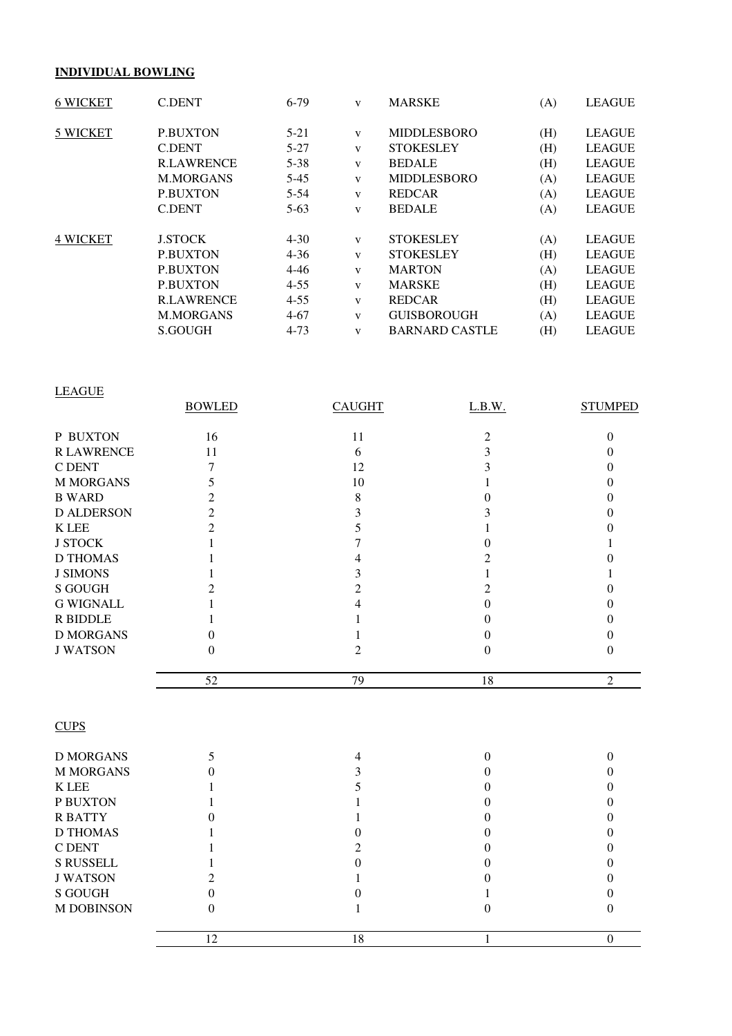**INDIVIDUAL BOWLING**

| | | | | | | |
|---|---|---|---|---|---|---|
| 6 WICKET | C.DENT | 6-79 | v | MARSKE | (A) | LEAGUE |
| 5 WICKET | P.BUXTON | 5-21 | v | MIDDLESBORO | (H) | LEAGUE |
| | C.DENT | 5-27 | v | STOKESLEY | (H) | LEAGUE |
| | R.LAWRENCE | 5-38 | v | BEDALE | (H) | LEAGUE |
| | M.MORGANS | 5-45 | v | MIDDLESBORO | (A) | LEAGUE |
| | P.BUXTON | 5-54 | v | REDCAR | (A) | LEAGUE |
| | C.DENT | 5-63 | v | BEDALE | (A) | LEAGUE |
| 4 WICKET | J.STOCK | 4-30 | v | STOKESLEY | (A) | LEAGUE |
| | P.BUXTON | 4-36 | v | STOKESLEY | (H) | LEAGUE |
| | P.BUXTON | 4-46 | v | MARTON | (A) | LEAGUE |
| | P.BUXTON | 4-55 | v | MARSKE | (H) | LEAGUE |
| | R.LAWRENCE | 4-55 | v | REDCAR | (H) | LEAGUE |
| | M.MORGANS | 4-67 | v | GUISBOROUGH | (A) | LEAGUE |
| | S.GOUGH | 4-73 | v | BARNARD CASTLE | (H) | LEAGUE |

LEAGUE

| | BOWLED | CAUGHT | L.B.W. | STUMPED |
|---|---|---|---|---|
| P BUXTON | 16 | 11 | 2 | 0 |
| R LAWRENCE | 11 | 6 | 3 | 0 |
| C DENT | 7 | 12 | 3 | 0 |
| M MORGANS | 5 | 10 | 1 | 0 |
| B WARD | 2 | 8 | 0 | 0 |
| D ALDERSON | 2 | 3 | 3 | 0 |
| K LEE | 2 | 5 | 1 | 0 |
| J STOCK | 1 | 7 | 0 | 1 |
| D THOMAS | 1 | 4 | 2 | 0 |
| J SIMONS | 1 | 3 | 1 | 1 |
| S GOUGH | 2 | 2 | 2 | 0 |
| G WIGNALL | 1 | 4 | 0 | 0 |
| R BIDDLE | 1 | 1 | 0 | 0 |
| D MORGANS | 0 | 1 | 0 | 0 |
| J WATSON | 0 | 2 | 0 | 0 |
| | 52 | 79 | 18 | 2 |

CUPS

| | BOWLED | CAUGHT | L.B.W. | STUMPED |
|---|---|---|---|---|
| D MORGANS | 5 | 4 | 0 | 0 |
| M MORGANS | 0 | 3 | 0 | 0 |
| K LEE | 1 | 5 | 0 | 0 |
| P BUXTON | 1 | 1 | 0 | 0 |
| R BATTY | 0 | 1 | 0 | 0 |
| D THOMAS | 1 | 0 | 0 | 0 |
| C DENT | 1 | 2 | 0 | 0 |
| S RUSSELL | 1 | 0 | 0 | 0 |
| J WATSON | 2 | 1 | 0 | 0 |
| S GOUGH | 0 | 0 | 1 | 0 |
| M DOBINSON | 0 | 1 | 0 | 0 |
| | 12 | 18 | 1 | 0 |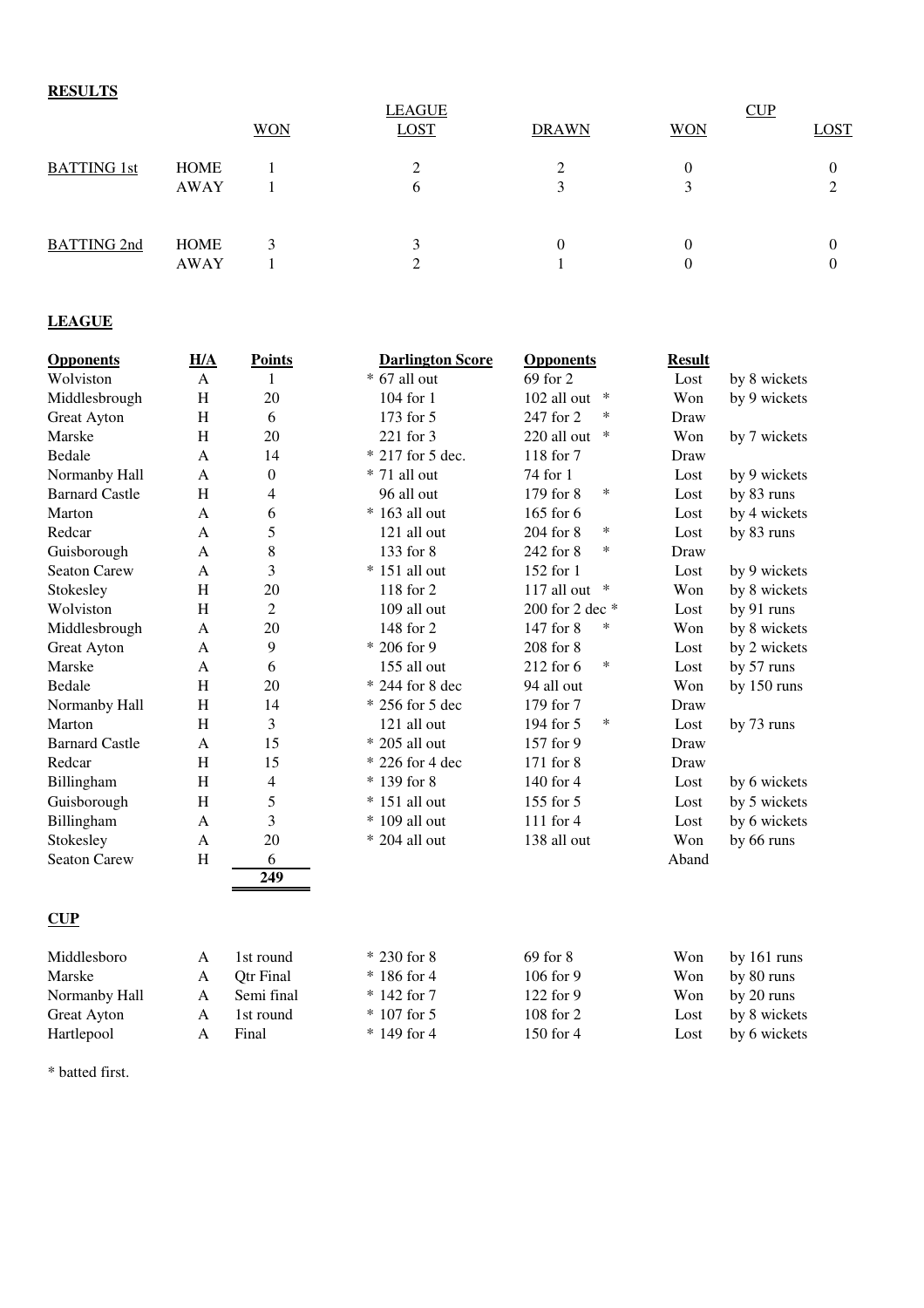**RESULTS**

| | | LEAGUE | | | CUP | |
|---|---|---|---|---|---|---|
| | | WON | LOST | DRAWN | WON | LOST |
| BATTING 1st | HOME | 1 | 2 | 2 | 0 | 0 |
| | AWAY | 1 | 6 | 3 | 3 | 2 |
| BATTING 2nd | HOME | 3 | 3 | 0 | 0 | 0 |
| | AWAY | 1 | 2 | 1 | 0 | 0 |

**LEAGUE**

| Opponents | H/A | Points | Darlington Score | Opponents | Result | |
|---|---|---|---|---|---|---|
| Wolviston | A | 1 | * 67 all out | 69 for 2 | Lost | by 8 wickets |
| Middlesbrough | H | 20 | 104 for 1 | 102 all out * | Won | by 9 wickets |
| Great Ayton | H | 6 | 173 for 5 | 247 for 2 * | Draw | |
| Marske | H | 20 | 221 for 3 | 220 all out * | Won | by 7 wickets |
| Bedale | A | 14 | * 217 for 5 dec. | 118 for 7 | Draw | |
| Normanby Hall | A | 0 | * 71 all out | 74 for 1 | Lost | by 9 wickets |
| Barnard Castle | H | 4 | 96 all out | 179 for 8 * | Lost | by 83 runs |
| Marton | A | 6 | * 163 all out | 165 for 6 | Lost | by 4 wickets |
| Redcar | A | 5 | 121 all out | 204 for 8 * | Lost | by 83 runs |
| Guisborough | A | 8 | 133 for 8 | 242 for 8 * | Draw | |
| Seaton Carew | A | 3 | * 151 all out | 152 for 1 | Lost | by 9 wickets |
| Stokesley | H | 20 | 118 for 2 | 117 all out * | Won | by 8 wickets |
| Wolviston | H | 2 | 109 all out | 200 for 2 dec * | Lost | by 91 runs |
| Middlesbrough | A | 20 | 148 for 2 | 147 for 8 * | Won | by 8 wickets |
| Great Ayton | A | 9 | * 206 for 9 | 208 for 8 | Lost | by 2 wickets |
| Marske | A | 6 | 155 all out | 212 for 6 * | Lost | by 57 runs |
| Bedale | H | 20 | * 244 for 8 dec | 94 all out | Won | by 150 runs |
| Normanby Hall | H | 14 | * 256 for 5 dec | 179 for 7 | Draw | |
| Marton | H | 3 | 121 all out | 194 for 5 * | Lost | by 73 runs |
| Barnard Castle | A | 15 | * 205 all out | 157 for 9 | Draw | |
| Redcar | H | 15 | * 226 for 4 dec | 171 for 8 | Draw | |
| Billingham | H | 4 | * 139 for 8 | 140 for 4 | Lost | by 6 wickets |
| Guisborough | H | 5 | * 151 all out | 155 for 5 | Lost | by 5 wickets |
| Billingham | A | 3 | * 109 all out | 111 for 4 | Lost | by 6 wickets |
| Stokesley | A | 20 | * 204 all out | 138 all out | Won | by 66 runs |
| Seaton Carew | H | 6 | | | Aband | |
| | | **249** | | | | |

**CUP**

| | | | | | | |
|---|---|---|---|---|---|---|
| Middlesboro | A | 1st round | * 230 for 8 | 69 for 8 | Won | by 161 runs |
| Marske | A | Qtr Final | * 186 for 4 | 106 for 9 | Won | by 80 runs |
| Normanby Hall | A | Semi final | * 142 for 7 | 122 for 9 | Won | by 20 runs |
| Great Ayton | A | 1st round | * 107 for 5 | 108 for 2 | Lost | by 8 wickets |
| Hartlepool | A | Final | * 149 for 4 | 150 for 4 | Lost | by 6 wickets |

* batted first.